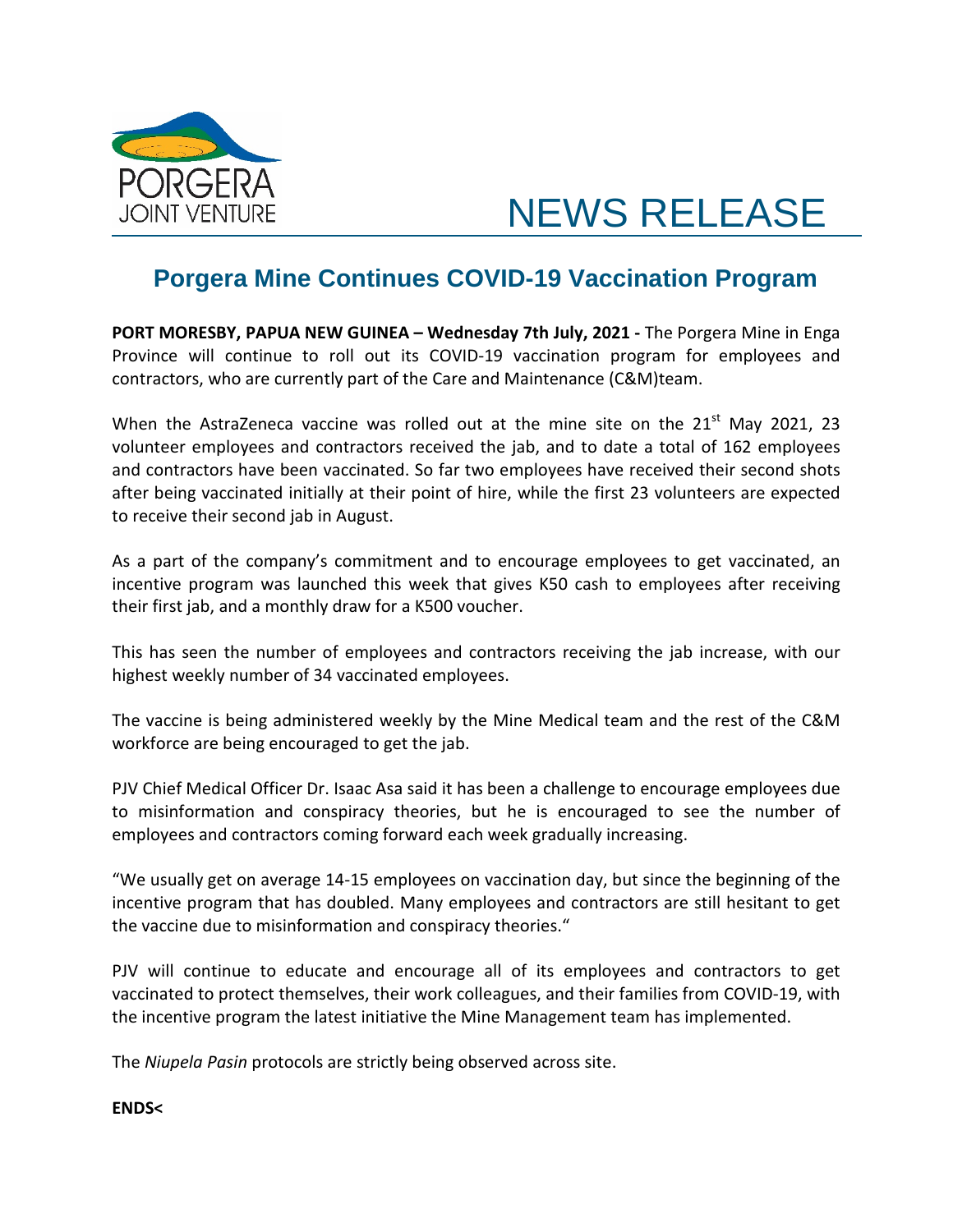PORGERA
JOINT VENTURE

NEWS RELEASE

# Porgera Mine Continues COVID-19 Vaccination Program

**PORT MORESBY, PAPUA NEW GUINEA – Wednesday 7th July, 2021 -** The Porgera Mine in Enga Province will continue to roll out its COVID-19 vaccination program for employees and contractors, who are currently part of the Care and Maintenance (C&M)team.

When the AstraZeneca vaccine was rolled out at the mine site on the 21st May 2021, 23 volunteer employees and contractors received the jab, and to date a total of 162 employees and contractors have been vaccinated. So far two employees have received their second shots after being vaccinated initially at their point of hire, while the first 23 volunteers are expected to receive their second jab in August.

As a part of the company's commitment and to encourage employees to get vaccinated, an incentive program was launched this week that gives K50 cash to employees after receiving their first jab, and a monthly draw for a K500 voucher.

This has seen the number of employees and contractors receiving the jab increase, with our highest weekly number of 34 vaccinated employees.

The vaccine is being administered weekly by the Mine Medical team and the rest of the C&M workforce are being encouraged to get the jab.

PJV Chief Medical Officer Dr. Isaac Asa said it has been a challenge to encourage employees due to misinformation and conspiracy theories, but he is encouraged to see the number of employees and contractors coming forward each week gradually increasing.

"We usually get on average 14-15 employees on vaccination day, but since the beginning of the incentive program that has doubled. Many employees and contractors are still hesitant to get the vaccine due to misinformation and conspiracy theories."

PJV will continue to educate and encourage all of its employees and contractors to get vaccinated to protect themselves, their work colleagues, and their families from COVID-19, with the incentive program the latest initiative the Mine Management team has implemented.

The *Niupela Pasin* protocols are strictly being observed across site.

**ENDS<**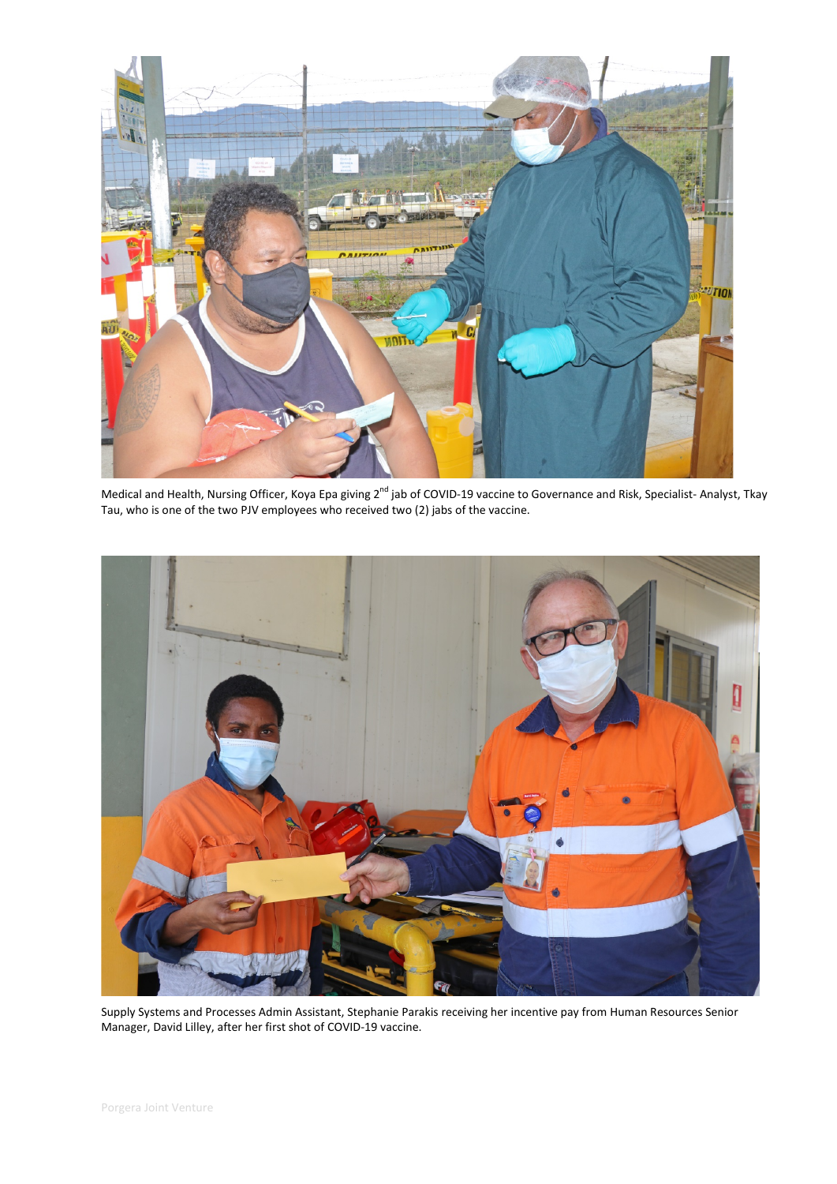Medical and Health, Nursing Officer, Koya Epa giving 2nd jab of COVID-19 vaccine to Governance and Risk, Specialist- Analyst, Tkay Tau, who is one of the two PJV employees who received two (2) jabs of the vaccine.

Supply Systems and Processes Admin Assistant, Stephanie Parakis receiving her incentive pay from Human Resources Senior Manager, David Lilley, after her first shot of COVID-19 vaccine.